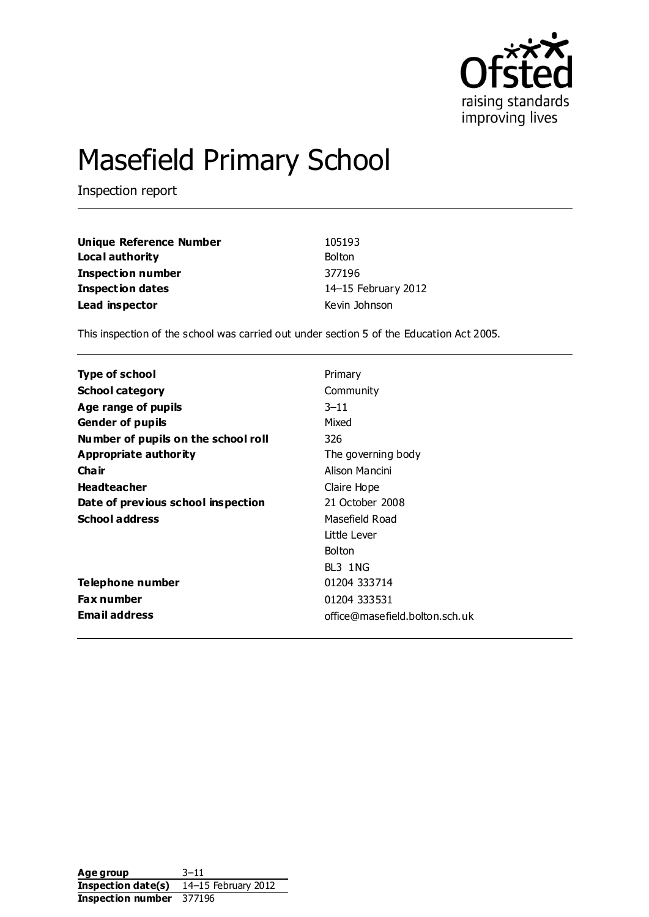Ofsted
raising standards
improving lives

# Masefield Primary School

Inspection report

| | |
|---|---|
| **Unique Reference Number** | 105193 |
| **Local authority** | Bolton |
| **Inspection number** | 377196 |
| **Inspection dates** | 14–15 February 2012 |
| **Lead inspector** | Kevin Johnson |

This inspection of the school was carried out under section 5 of the Education Act 2005.

| | |
|---|---|
| **Type of school** | Primary |
| **School category** | Community |
| **Age range of pupils** | 3–11 |
| **Gender of pupils** | Mixed |
| **Number of pupils on the school roll** | 326 |
| **Appropriate authority** | The governing body |
| **Chair** | Alison Mancini |
| **Headteacher** | Claire Hope |
| **Date of previous school inspection** | 21 October 2008 |
| **School address** | Masefield Road<br>Little Lever<br>Bolton<br>BL3 1NG |
| **Telephone number** | 01204 333714 |
| **Fax number** | 01204 333531 |
| **Email address** | office@masefield.bolton.sch.uk |

| | |
|---|---|
| **Age group** | 3–11 |
| **Inspection date(s)** | 14–15 February 2012 |
| **Inspection number** | 377196 |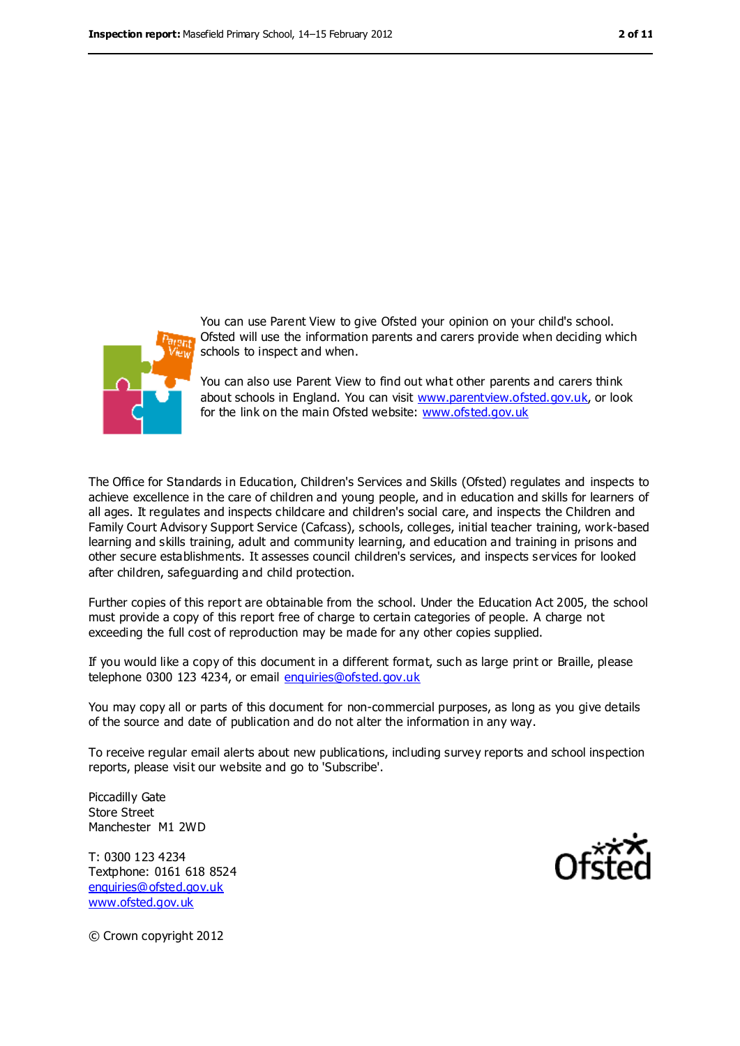You can use Parent View to give Ofsted your opinion on your child's school. Ofsted will use the information parents and carers provide when deciding which schools to inspect and when.

You can also use Parent View to find out what other parents and carers think about schools in England. You can visit www.parentview.ofsted.gov.uk, or look for the link on the main Ofsted website: www.ofsted.gov.uk

The Office for Standards in Education, Children's Services and Skills (Ofsted) regulates and inspects to achieve excellence in the care of children and young people, and in education and skills for learners of all ages. It regulates and inspects childcare and children's social care, and inspects the Children and Family Court Advisory Support Service (Cafcass), schools, colleges, initial teacher training, work-based learning and skills training, adult and community learning, and education and training in prisons and other secure establishments. It assesses council children's services, and inspects services for looked after children, safeguarding and child protection.

Further copies of this report are obtainable from the school. Under the Education Act 2005, the school must provide a copy of this report free of charge to certain categories of people. A charge not exceeding the full cost of reproduction may be made for any other copies supplied.

If you would like a copy of this document in a different format, such as large print or Braille, please telephone 0300 123 4234, or email enquiries@ofsted.gov.uk

You may copy all or parts of this document for non-commercial purposes, as long as you give details of the source and date of publication and do not alter the information in any way.

To receive regular email alerts about new publications, including survey reports and school inspection reports, please visit our website and go to 'Subscribe'.

Piccadilly Gate
Store Street
Manchester M1 2WD

T: 0300 123 4234
Textphone: 0161 618 8524
enquiries@ofsted.gov.uk
www.ofsted.gov.uk

© Crown copyright 2012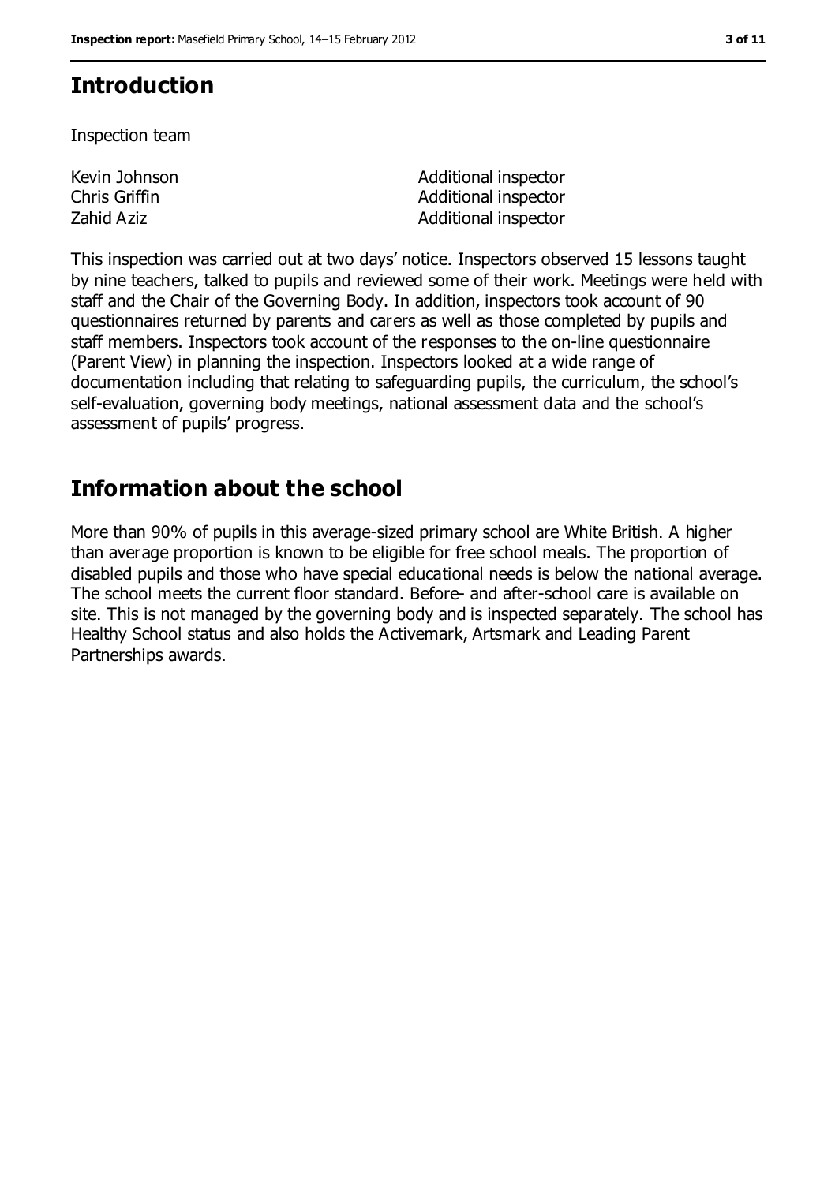## Introduction

Inspection team

| | |
|---|---|
| Kevin Johnson | Additional inspector |
| Chris Griffin | Additional inspector |
| Zahid Aziz | Additional inspector |

This inspection was carried out at two days' notice. Inspectors observed 15 lessons taught by nine teachers, talked to pupils and reviewed some of their work. Meetings were held with staff and the Chair of the Governing Body. In addition, inspectors took account of 90 questionnaires returned by parents and carers as well as those completed by pupils and staff members. Inspectors took account of the responses to the on-line questionnaire (Parent View) in planning the inspection. Inspectors looked at a wide range of documentation including that relating to safeguarding pupils, the curriculum, the school's self-evaluation, governing body meetings, national assessment data and the school's assessment of pupils' progress.

## Information about the school

More than 90% of pupils in this average-sized primary school are White British. A higher than average proportion is known to be eligible for free school meals. The proportion of disabled pupils and those who have special educational needs is below the national average. The school meets the current floor standard. Before- and after-school care is available on site. This is not managed by the governing body and is inspected separately. The school has Healthy School status and also holds the Activemark, Artsmark and Leading Parent Partnerships awards.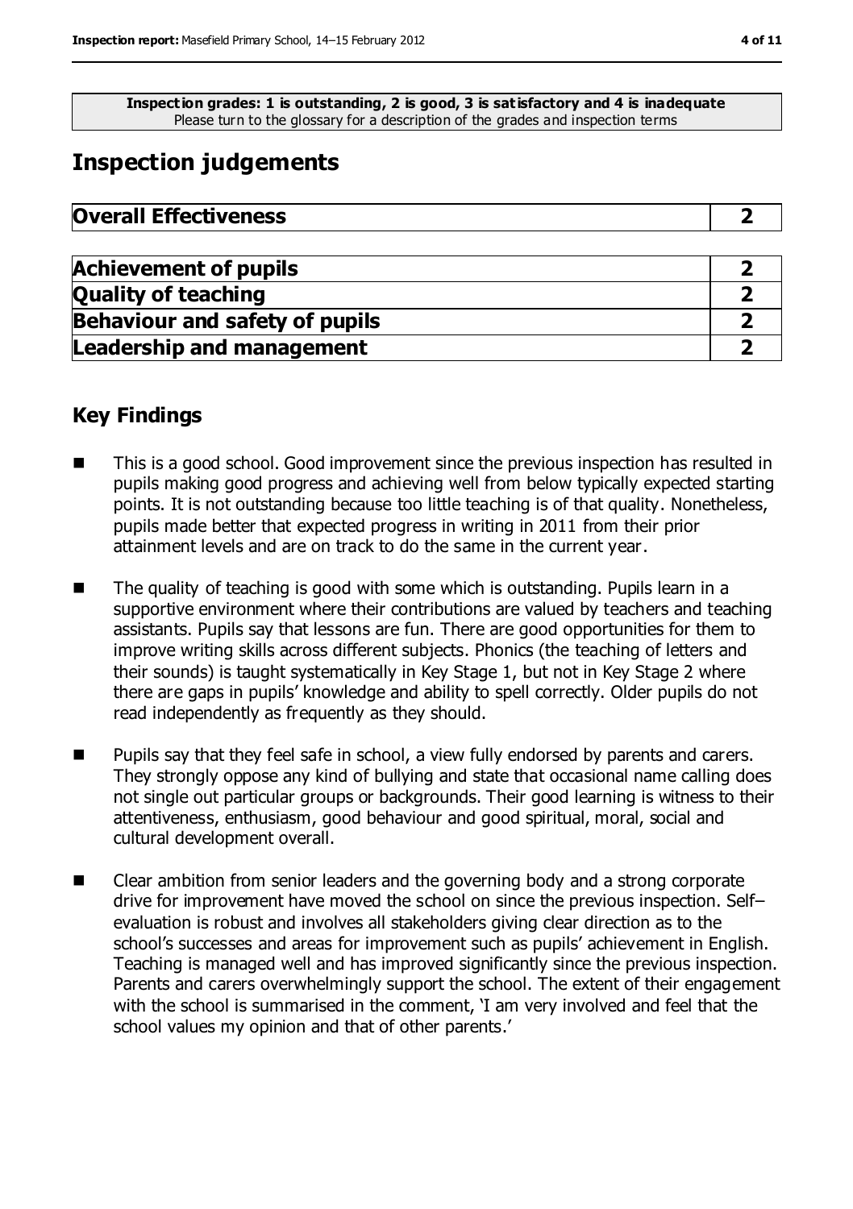**Inspection grades: 1 is outstanding, 2 is good, 3 is satisfactory and 4 is inadequate**
Please turn to the glossary for a description of the grades and inspection terms

# Inspection judgements

| Overall Effectiveness | 2 |
|---|---|

| Achievement of pupils | 2 |
|---|---|
| Quality of teaching | 2 |
| Behaviour and safety of pupils | 2 |
| Leadership and management | 2 |

## Key Findings

- This is a good school. Good improvement since the previous inspection has resulted in pupils making good progress and achieving well from below typically expected starting points. It is not outstanding because too little teaching is of that quality. Nonetheless, pupils made better that expected progress in writing in 2011 from their prior attainment levels and are on track to do the same in the current year.

- The quality of teaching is good with some which is outstanding. Pupils learn in a supportive environment where their contributions are valued by teachers and teaching assistants. Pupils say that lessons are fun. There are good opportunities for them to improve writing skills across different subjects. Phonics (the teaching of letters and their sounds) is taught systematically in Key Stage 1, but not in Key Stage 2 where there are gaps in pupils' knowledge and ability to spell correctly. Older pupils do not read independently as frequently as they should.

- Pupils say that they feel safe in school, a view fully endorsed by parents and carers. They strongly oppose any kind of bullying and state that occasional name calling does not single out particular groups or backgrounds. Their good learning is witness to their attentiveness, enthusiasm, good behaviour and good spiritual, moral, social and cultural development overall.

- Clear ambition from senior leaders and the governing body and a strong corporate drive for improvement have moved the school on since the previous inspection. Self–evaluation is robust and involves all stakeholders giving clear direction as to the school's successes and areas for improvement such as pupils' achievement in English. Teaching is managed well and has improved significantly since the previous inspection. Parents and carers overwhelmingly support the school. The extent of their engagement with the school is summarised in the comment, 'I am very involved and feel that the school values my opinion and that of other parents.'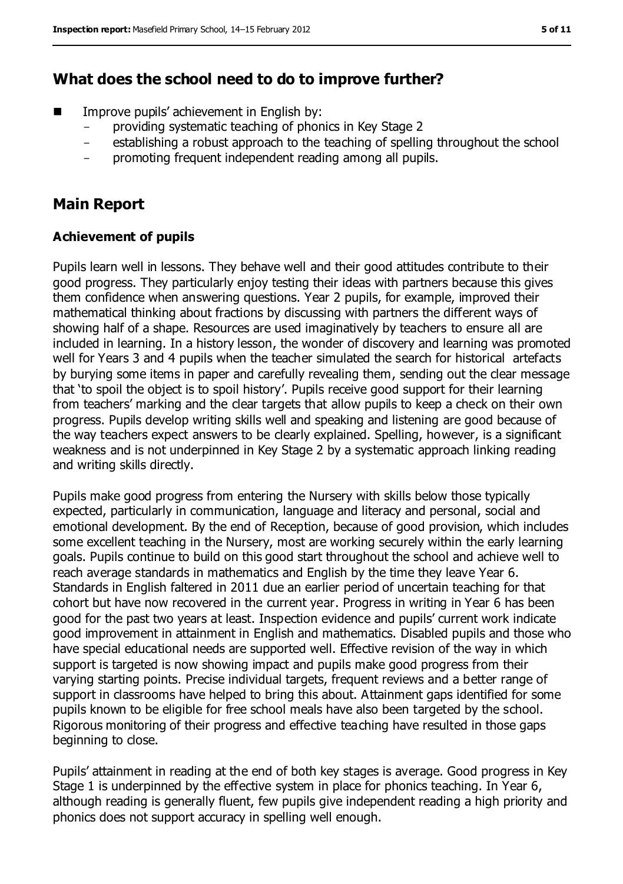## What does the school need to do to improve further?

- Improve pupils' achievement in English by:
  - providing systematic teaching of phonics in Key Stage 2
  - establishing a robust approach to the teaching of spelling throughout the school
  - promoting frequent independent reading among all pupils.

## Main Report

### Achievement of pupils

Pupils learn well in lessons. They behave well and their good attitudes contribute to their good progress. They particularly enjoy testing their ideas with partners because this gives them confidence when answering questions. Year 2 pupils, for example, improved their mathematical thinking about fractions by discussing with partners the different ways of showing half of a shape. Resources are used imaginatively by teachers to ensure all are included in learning. In a history lesson, the wonder of discovery and learning was promoted well for Years 3 and 4 pupils when the teacher simulated the search for historical artefacts by burying some items in paper and carefully revealing them, sending out the clear message that 'to spoil the object is to spoil history'. Pupils receive good support for their learning from teachers' marking and the clear targets that allow pupils to keep a check on their own progress. Pupils develop writing skills well and speaking and listening are good because of the way teachers expect answers to be clearly explained. Spelling, however, is a significant weakness and is not underpinned in Key Stage 2 by a systematic approach linking reading and writing skills directly.

Pupils make good progress from entering the Nursery with skills below those typically expected, particularly in communication, language and literacy and personal, social and emotional development. By the end of Reception, because of good provision, which includes some excellent teaching in the Nursery, most are working securely within the early learning goals. Pupils continue to build on this good start throughout the school and achieve well to reach average standards in mathematics and English by the time they leave Year 6. Standards in English faltered in 2011 due an earlier period of uncertain teaching for that cohort but have now recovered in the current year. Progress in writing in Year 6 has been good for the past two years at least. Inspection evidence and pupils' current work indicate good improvement in attainment in English and mathematics. Disabled pupils and those who have special educational needs are supported well. Effective revision of the way in which support is targeted is now showing impact and pupils make good progress from their varying starting points. Precise individual targets, frequent reviews and a better range of support in classrooms have helped to bring this about. Attainment gaps identified for some pupils known to be eligible for free school meals have also been targeted by the school. Rigorous monitoring of their progress and effective teaching have resulted in those gaps beginning to close.

Pupils' attainment in reading at the end of both key stages is average. Good progress in Key Stage 1 is underpinned by the effective system in place for phonics teaching. In Year 6, although reading is generally fluent, few pupils give independent reading a high priority and phonics does not support accuracy in spelling well enough.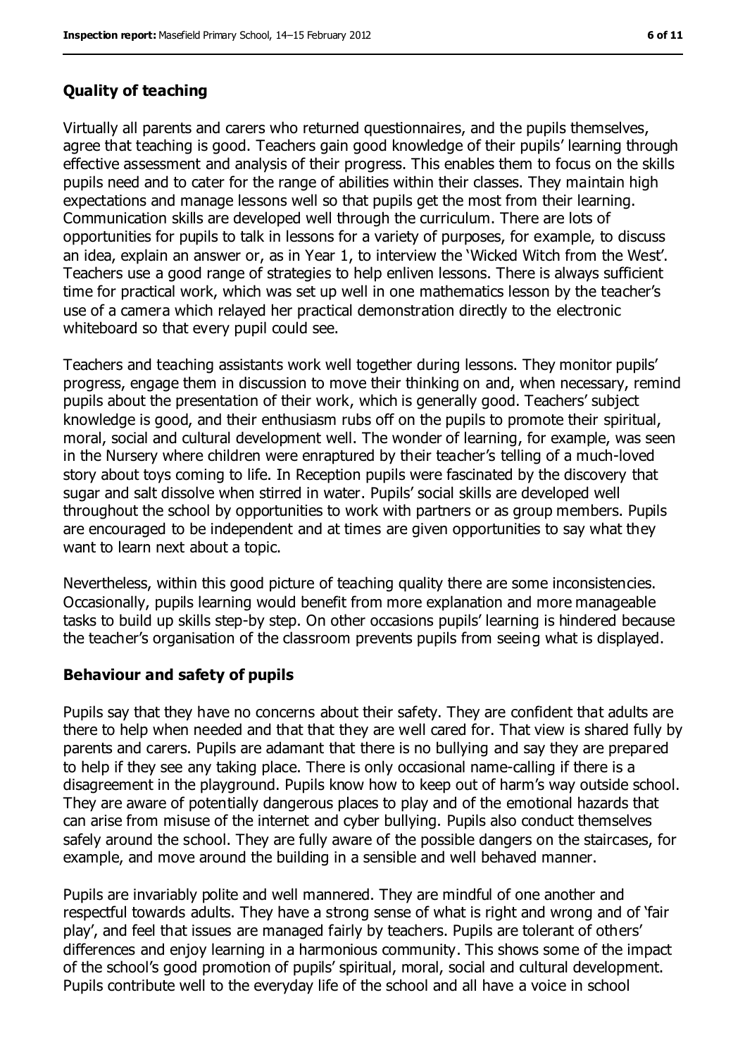## Quality of teaching

Virtually all parents and carers who returned questionnaires, and the pupils themselves, agree that teaching is good. Teachers gain good knowledge of their pupils' learning through effective assessment and analysis of their progress. This enables them to focus on the skills pupils need and to cater for the range of abilities within their classes. They maintain high expectations and manage lessons well so that pupils get the most from their learning. Communication skills are developed well through the curriculum. There are lots of opportunities for pupils to talk in lessons for a variety of purposes, for example, to discuss an idea, explain an answer or, as in Year 1, to interview the 'Wicked Witch from the West'. Teachers use a good range of strategies to help enliven lessons. There is always sufficient time for practical work, which was set up well in one mathematics lesson by the teacher's use of a camera which relayed her practical demonstration directly to the electronic whiteboard so that every pupil could see.

Teachers and teaching assistants work well together during lessons. They monitor pupils' progress, engage them in discussion to move their thinking on and, when necessary, remind pupils about the presentation of their work, which is generally good. Teachers' subject knowledge is good, and their enthusiasm rubs off on the pupils to promote their spiritual, moral, social and cultural development well. The wonder of learning, for example, was seen in the Nursery where children were enraptured by their teacher's telling of a much-loved story about toys coming to life. In Reception pupils were fascinated by the discovery that sugar and salt dissolve when stirred in water. Pupils' social skills are developed well throughout the school by opportunities to work with partners or as group members. Pupils are encouraged to be independent and at times are given opportunities to say what they want to learn next about a topic.

Nevertheless, within this good picture of teaching quality there are some inconsistencies. Occasionally, pupils learning would benefit from more explanation and more manageable tasks to build up skills step-by step. On other occasions pupils' learning is hindered because the teacher's organisation of the classroom prevents pupils from seeing what is displayed.

## Behaviour and safety of pupils

Pupils say that they have no concerns about their safety. They are confident that adults are there to help when needed and that that they are well cared for. That view is shared fully by parents and carers. Pupils are adamant that there is no bullying and say they are prepared to help if they see any taking place. There is only occasional name-calling if there is a disagreement in the playground. Pupils know how to keep out of harm's way outside school. They are aware of potentially dangerous places to play and of the emotional hazards that can arise from misuse of the internet and cyber bullying. Pupils also conduct themselves safely around the school. They are fully aware of the possible dangers on the staircases, for example, and move around the building in a sensible and well behaved manner.

Pupils are invariably polite and well mannered. They are mindful of one another and respectful towards adults. They have a strong sense of what is right and wrong and of 'fair play', and feel that issues are managed fairly by teachers. Pupils are tolerant of others' differences and enjoy learning in a harmonious community. This shows some of the impact of the school's good promotion of pupils' spiritual, moral, social and cultural development. Pupils contribute well to the everyday life of the school and all have a voice in school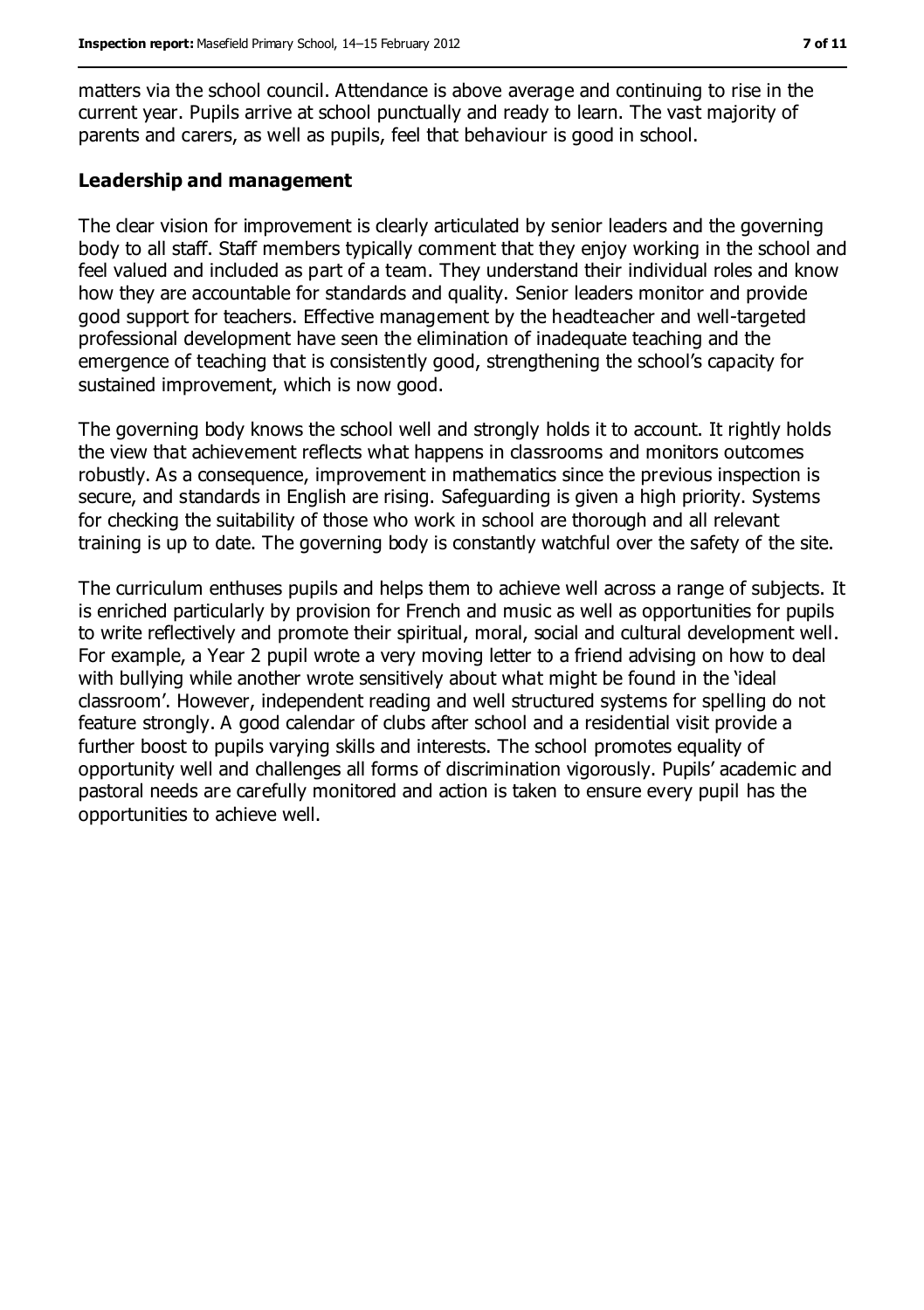matters via the school council. Attendance is above average and continuing to rise in the current year. Pupils arrive at school punctually and ready to learn. The vast majority of parents and carers, as well as pupils, feel that behaviour is good in school.

### Leadership and management

The clear vision for improvement is clearly articulated by senior leaders and the governing body to all staff. Staff members typically comment that they enjoy working in the school and feel valued and included as part of a team. They understand their individual roles and know how they are accountable for standards and quality. Senior leaders monitor and provide good support for teachers. Effective management by the headteacher and well-targeted professional development have seen the elimination of inadequate teaching and the emergence of teaching that is consistently good, strengthening the school's capacity for sustained improvement, which is now good.

The governing body knows the school well and strongly holds it to account. It rightly holds the view that achievement reflects what happens in classrooms and monitors outcomes robustly. As a consequence, improvement in mathematics since the previous inspection is secure, and standards in English are rising. Safeguarding is given a high priority. Systems for checking the suitability of those who work in school are thorough and all relevant training is up to date. The governing body is constantly watchful over the safety of the site.

The curriculum enthuses pupils and helps them to achieve well across a range of subjects. It is enriched particularly by provision for French and music as well as opportunities for pupils to write reflectively and promote their spiritual, moral, social and cultural development well. For example, a Year 2 pupil wrote a very moving letter to a friend advising on how to deal with bullying while another wrote sensitively about what might be found in the 'ideal classroom'. However, independent reading and well structured systems for spelling do not feature strongly. A good calendar of clubs after school and a residential visit provide a further boost to pupils varying skills and interests. The school promotes equality of opportunity well and challenges all forms of discrimination vigorously. Pupils' academic and pastoral needs are carefully monitored and action is taken to ensure every pupil has the opportunities to achieve well.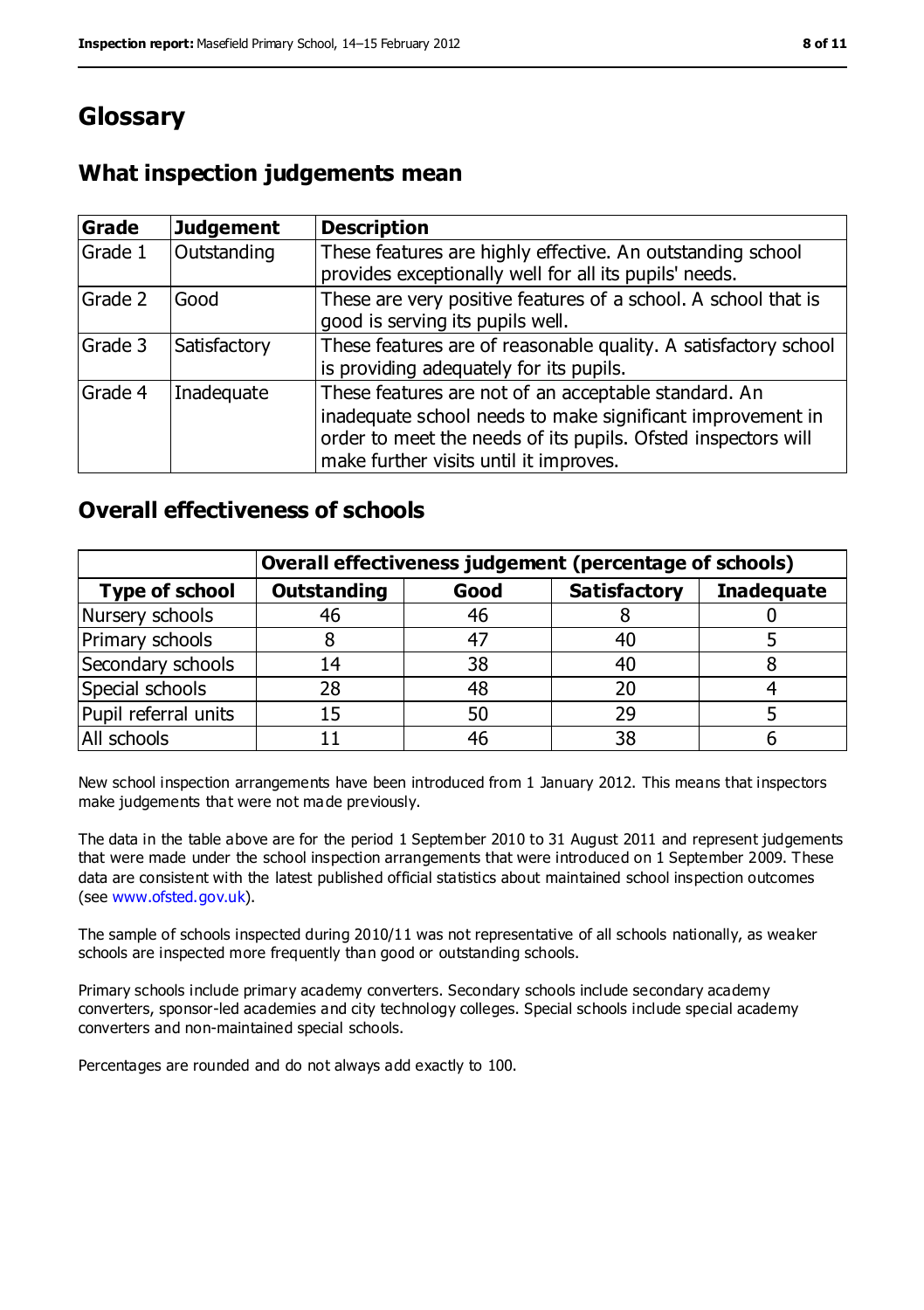# Glossary

## What inspection judgements mean

| Grade | Judgement | Description |
|---|---|---|
| Grade 1 | Outstanding | These features are highly effective. An outstanding school provides exceptionally well for all its pupils' needs. |
| Grade 2 | Good | These are very positive features of a school. A school that is good is serving its pupils well. |
| Grade 3 | Satisfactory | These features are of reasonable quality. A satisfactory school is providing adequately for its pupils. |
| Grade 4 | Inadequate | These features are not of an acceptable standard. An inadequate school needs to make significant improvement in order to meet the needs of its pupils. Ofsted inspectors will make further visits until it improves. |

## Overall effectiveness of schools

| | Overall effectiveness judgement (percentage of schools) | | | |
|---|---|---|---|---|
| **Type of school** | **Outstanding** | **Good** | **Satisfactory** | **Inadequate** |
| Nursery schools | 46 | 46 | 8 | 0 |
| Primary schools | 8 | 47 | 40 | 5 |
| Secondary schools | 14 | 38 | 40 | 8 |
| Special schools | 28 | 48 | 20 | 4 |
| Pupil referral units | 15 | 50 | 29 | 5 |
| All schools | 11 | 46 | 38 | 6 |

New school inspection arrangements have been introduced from 1 January 2012. This means that inspectors make judgements that were not made previously.

The data in the table above are for the period 1 September 2010 to 31 August 2011 and represent judgements that were made under the school inspection arrangements that were introduced on 1 September 2009. These data are consistent with the latest published official statistics about maintained school inspection outcomes (see www.ofsted.gov.uk).

The sample of schools inspected during 2010/11 was not representative of all schools nationally, as weaker schools are inspected more frequently than good or outstanding schools.

Primary schools include primary academy converters. Secondary schools include secondary academy converters, sponsor-led academies and city technology colleges. Special schools include special academy converters and non-maintained special schools.

Percentages are rounded and do not always add exactly to 100.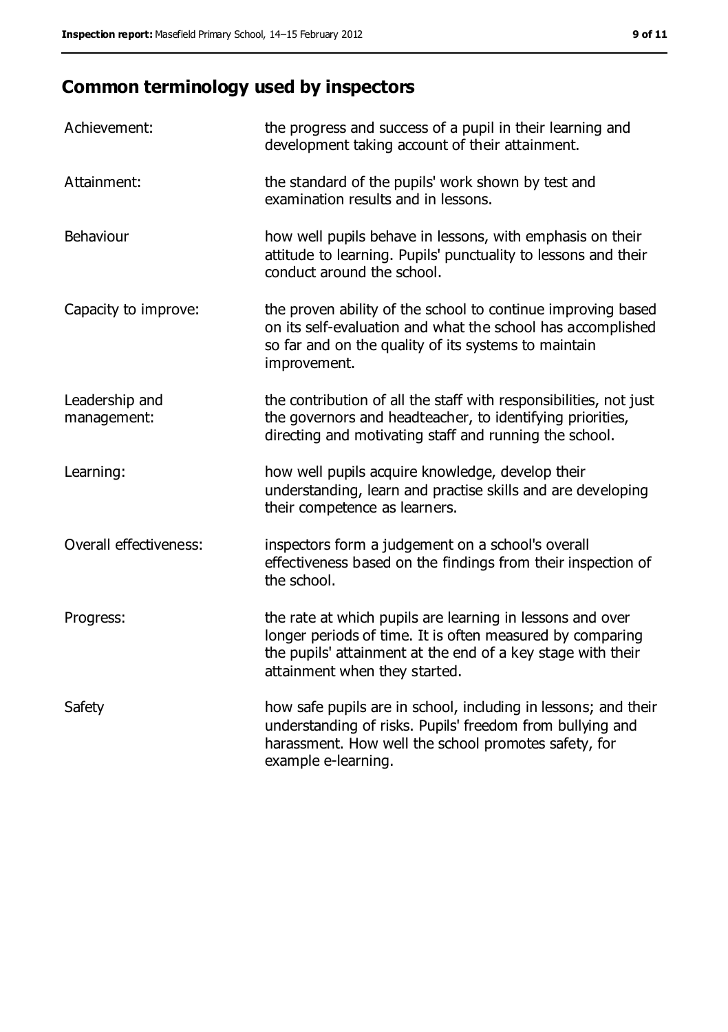## Common terminology used by inspectors

| | |
|---|---|
| Achievement: | the progress and success of a pupil in their learning and development taking account of their attainment. |
| Attainment: | the standard of the pupils' work shown by test and examination results and in lessons. |
| Behaviour | how well pupils behave in lessons, with emphasis on their attitude to learning. Pupils' punctuality to lessons and their conduct around the school. |
| Capacity to improve: | the proven ability of the school to continue improving based on its self-evaluation and what the school has accomplished so far and on the quality of its systems to maintain improvement. |
| Leadership and management: | the contribution of all the staff with responsibilities, not just the governors and headteacher, to identifying priorities, directing and motivating staff and running the school. |
| Learning: | how well pupils acquire knowledge, develop their understanding, learn and practise skills and are developing their competence as learners. |
| Overall effectiveness: | inspectors form a judgement on a school's overall effectiveness based on the findings from their inspection of the school. |
| Progress: | the rate at which pupils are learning in lessons and over longer periods of time. It is often measured by comparing the pupils' attainment at the end of a key stage with their attainment when they started. |
| Safety | how safe pupils are in school, including in lessons; and their understanding of risks. Pupils' freedom from bullying and harassment. How well the school promotes safety, for example e-learning. |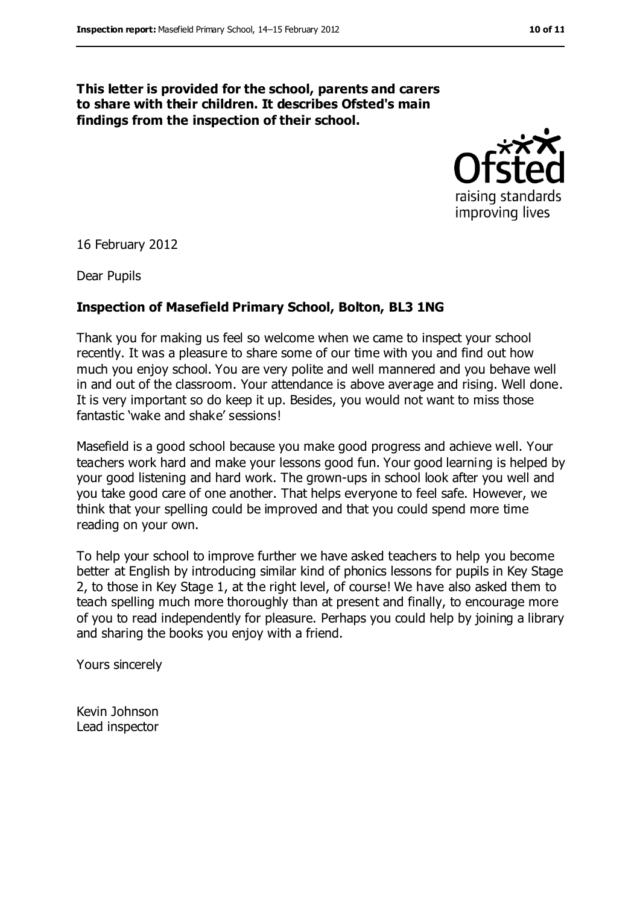**This letter is provided for the school, parents and carers to share with their children. It describes Ofsted's main findings from the inspection of their school.**

16 February 2012

Dear Pupils

**Inspection of Masefield Primary School, Bolton, BL3 1NG**

Thank you for making us feel so welcome when we came to inspect your school recently. It was a pleasure to share some of our time with you and find out how much you enjoy school. You are very polite and well mannered and you behave well in and out of the classroom. Your attendance is above average and rising. Well done. It is very important so do keep it up. Besides, you would not want to miss those fantastic 'wake and shake' sessions!

Masefield is a good school because you make good progress and achieve well. Your teachers work hard and make your lessons good fun. Your good learning is helped by your good listening and hard work. The grown-ups in school look after you well and you take good care of one another. That helps everyone to feel safe. However, we think that your spelling could be improved and that you could spend more time reading on your own.

To help your school to improve further we have asked teachers to help you become better at English by introducing similar kind of phonics lessons for pupils in Key Stage 2, to those in Key Stage 1, at the right level, of course! We have also asked them to teach spelling much more thoroughly than at present and finally, to encourage more of you to read independently for pleasure. Perhaps you could help by joining a library and sharing the books you enjoy with a friend.

Yours sincerely

Kevin Johnson
Lead inspector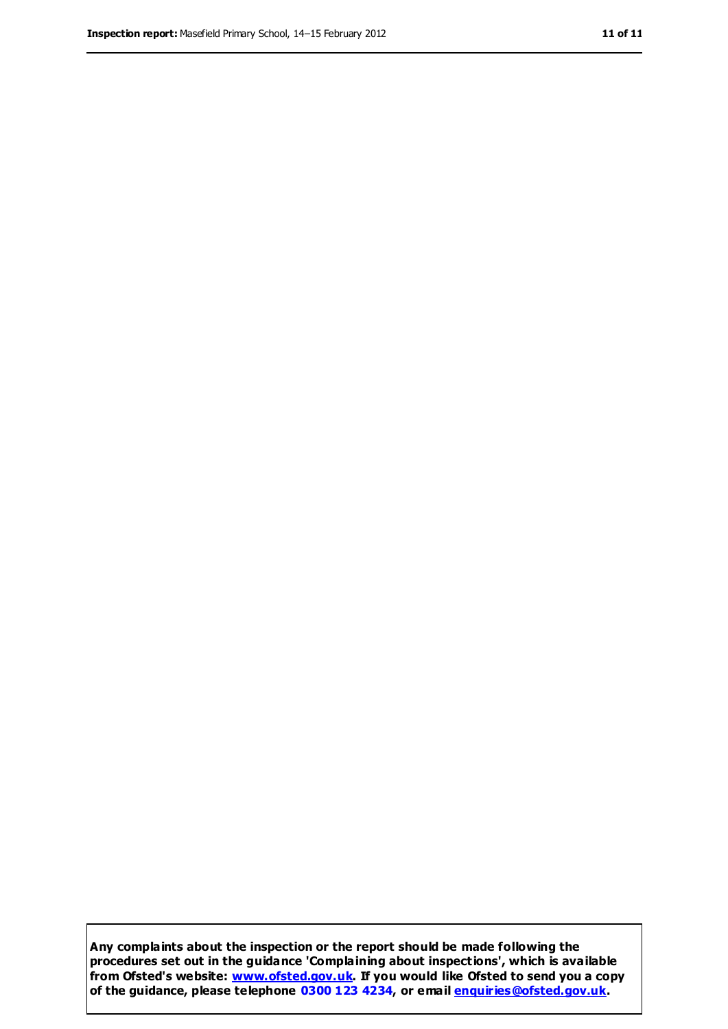**Any complaints about the inspection or the report should be made following the procedures set out in the guidance 'Complaining about inspections', which is available from Ofsted's website: www.ofsted.gov.uk. If you would like Ofsted to send you a copy of the guidance, please telephone 0300 123 4234, or email enquiries@ofsted.gov.uk.**